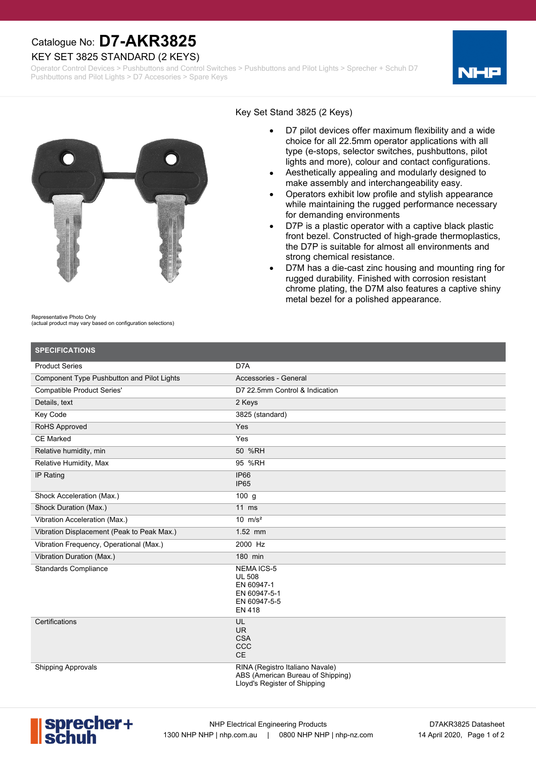Catalogue No: **D7-AKR3825**

# KEY SET 3825 STANDARD (2 KEYS)

Operator Control Devices > Pushbuttons and Control Switches > Pushbuttons and Pilot Lights > Sprecher + Schuh D7 Pushbuttons and Pilot Lights > D7 Accesories > Spare Keys

Key Set Stand 3825 (2 Keys)

- D7 pilot devices offer maximum flexibility and a wide choice for all 22.5mm operator applications with all type (e-stops, selector switches, pushbuttons, pilot lights and more), colour and contact configurations.
- Aesthetically appealing and modularly designed to make assembly and interchangeability easy.
- Operators exhibit low profile and stylish appearance while maintaining the rugged performance necessary for demanding environments
- D7P is a plastic operator with a captive black plastic front bezel. Constructed of high-grade thermoplastics, the D7P is suitable for almost all environments and strong chemical resistance.
- D7M has a die-cast zinc housing and mounting ring for rugged durability. Finished with corrosion resistant chrome plating, the D7M also features a captive shiny metal bezel for a polished appearance.

Representative Photo Only
(actual product may vary based on configuration selections)

## SPECIFICATIONS

| | |
|---|---|
| Product Series | D7A |
| Component Type Pushbutton and Pilot Lights | Accessories - General |
| Compatible Product Series' | D7 22.5mm Control & Indication |
| Details, text | 2 Keys |
| Key Code | 3825 (standard) |
| RoHS Approved | Yes |
| CE Marked | Yes |
| Relative humidity, min | 50 %RH |
| Relative Humidity, Max | 95 %RH |
| IP Rating | IP66<br>IP65 |
| Shock Acceleration (Max.) | 100 g |
| Shock Duration (Max.) | 11 ms |
| Vibration Acceleration (Max.) | 10 $m/s^2$ |
| Vibration Displacement (Peak to Peak Max.) | 1.52 mm |
| Vibration Frequency, Operational (Max.) | 2000 Hz |
| Vibration Duration (Max.) | 180 min |
| Standards Compliance | NEMA ICS-5<br>UL 508<br>EN 60947-1<br>EN 60947-5-1<br>EN 60947-5-5<br>EN 418 |
| Certifications | UL<br>UR<br>CSA<br>CCC<br>CE |
| Shipping Approvals | RINA (Registro Italiano Navale)<br>ABS (American Bureau of Shipping)<br>Lloyd's Register of Shipping |

NHP Electrical Engineering Products
1300 NHP NHP | nhp.com.au | 0800 NHP NHP | nhp-nz.com

D7AKR3825 Datasheet
14 April 2020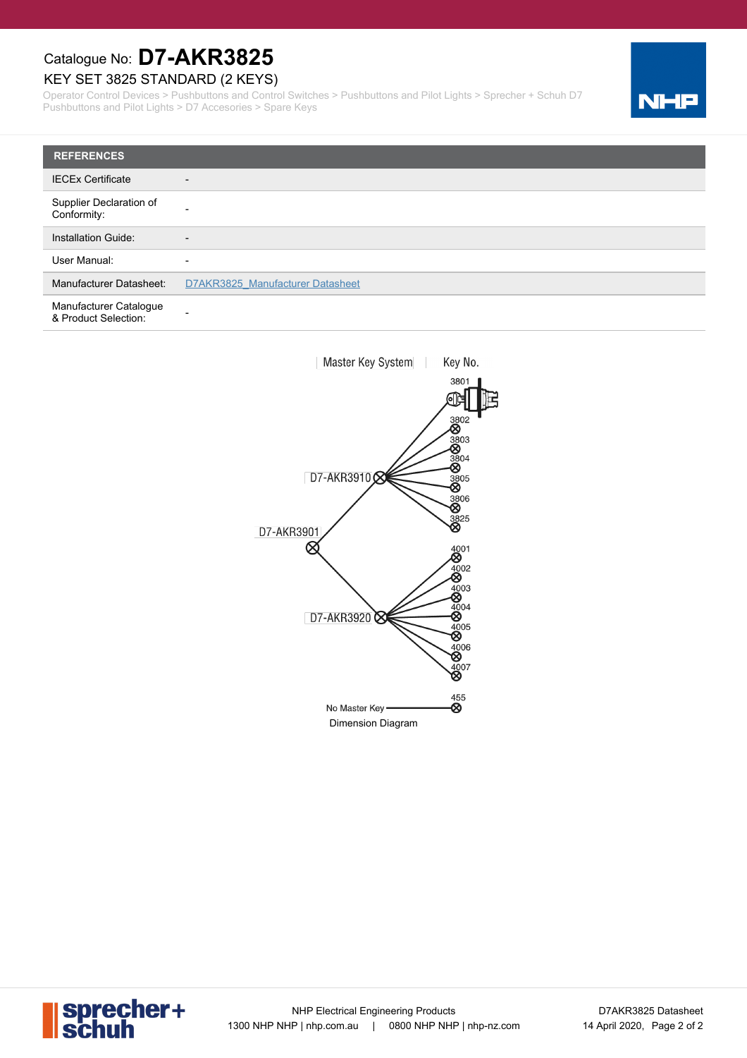Catalogue No: **D7-AKR3825**

KEY SET 3825 STANDARD (2 KEYS)

Operator Control Devices > Pushbuttons and Control Switches > Pushbuttons and Pilot Lights > Sprecher + Schuh D7 Pushbuttons and Pilot Lights > D7 Accesories > Spare Keys

| REFERENCES | |
|---|---|
| IECEx Certificate | - |
| Supplier Declaration of Conformity: | - |
| Installation Guide: | - |
| User Manual: | - |
| Manufacturer Datasheet: | D7AKR3825_Manufacturer Datasheet |
| Manufacturer Catalogue & Product Selection: | - |

Master Key System
Key No.
3801
3802
3803
3804
3805
3806
3825
D7-AKR3910
D7-AKR3901
4001
4002
4003
4004
4005
4006
4007
D7-AKR3920
455
No Master Key

Dimension Diagram

NHP Electrical Engineering Products
1300 NHP NHP | nhp.com.au | 0800 NHP NHP | nhp-nz.com

D7AKR3825 Datasheet
14 April 2020,